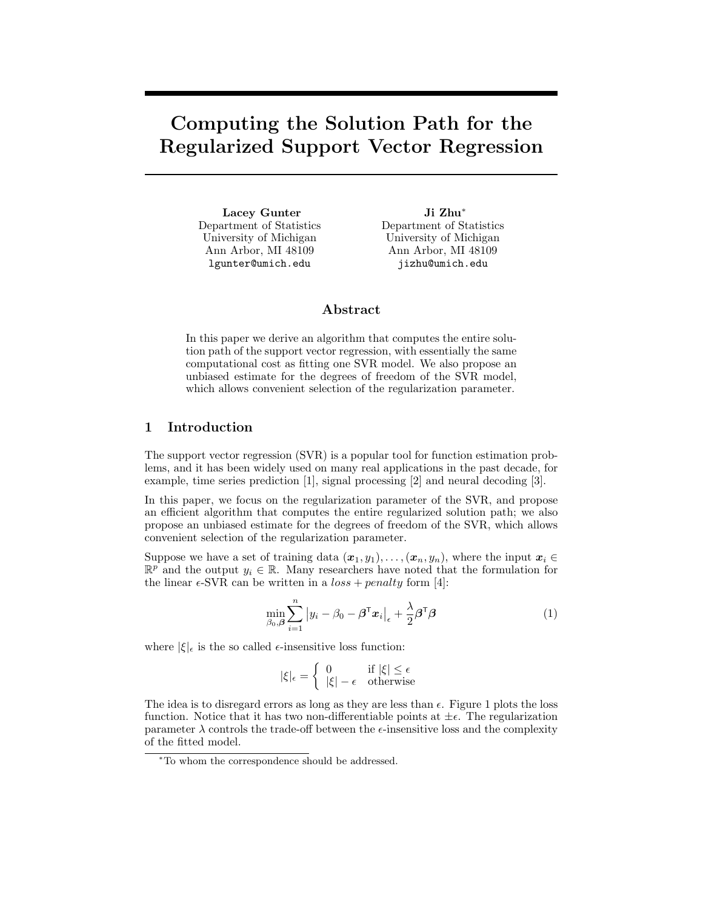# Computing the Solution Path for the Regularized Support Vector Regression

**Lacey Gunter**
Department of Statistics
University of Michigan
Ann Arbor, MI 48109
lgunter@umich.edu

**Ji Zhu***
Department of Statistics
University of Michigan
Ann Arbor, MI 48109
jizhu@umich.edu

## Abstract

In this paper we derive an algorithm that computes the entire solution path of the support vector regression, with essentially the same computational cost as fitting one SVR model. We also propose an unbiased estimate for the degrees of freedom of the SVR model, which allows convenient selection of the regularization parameter.

## 1 Introduction

The support vector regression (SVR) is a popular tool for function estimation problems, and it has been widely used on many real applications in the past decade, for example, time series prediction [1], signal processing [2] and neural decoding [3].

In this paper, we focus on the regularization parameter of the SVR, and propose an efficient algorithm that computes the entire regularized solution path; we also propose an unbiased estimate for the degrees of freedom of the SVR, which allows convenient selection of the regularization parameter.

Suppose we have a set of training data $(\boldsymbol{x}_1, y_1), \ldots, (\boldsymbol{x}_n, y_n)$, where the input $\boldsymbol{x}_i \in \mathbb{R}^p$ and the output $y_i \in \mathbb{R}$. Many researchers have noted that the formulation for the linear $\epsilon$-SVR can be written in a *loss* + *penalty* form [4]:

$$\min_{\beta_0, \boldsymbol{\beta}} \sum_{i=1}^{n} \left| y_i - \beta_0 - \boldsymbol{\beta}^{\mathsf{T}} \boldsymbol{x}_i \right|_{\epsilon} + \frac{\lambda}{2} \boldsymbol{\beta}^{\mathsf{T}} \boldsymbol{\beta} \tag{1}$$

where $|\xi|_\epsilon$ is the so called $\epsilon$-insensitive loss function:

$$|\xi|_\epsilon = \begin{cases} 0 & \text{if } |\xi| \le \epsilon \\ |\xi| - \epsilon & \text{otherwise} \end{cases}$$

The idea is to disregard errors as long as they are less than $\epsilon$. Figure 1 plots the loss function. Notice that it has two non-differentiable points at $\pm\epsilon$. The regularization parameter $\lambda$ controls the trade-off between the $\epsilon$-insensitive loss and the complexity of the fitted model.

*To whom the correspondence should be addressed.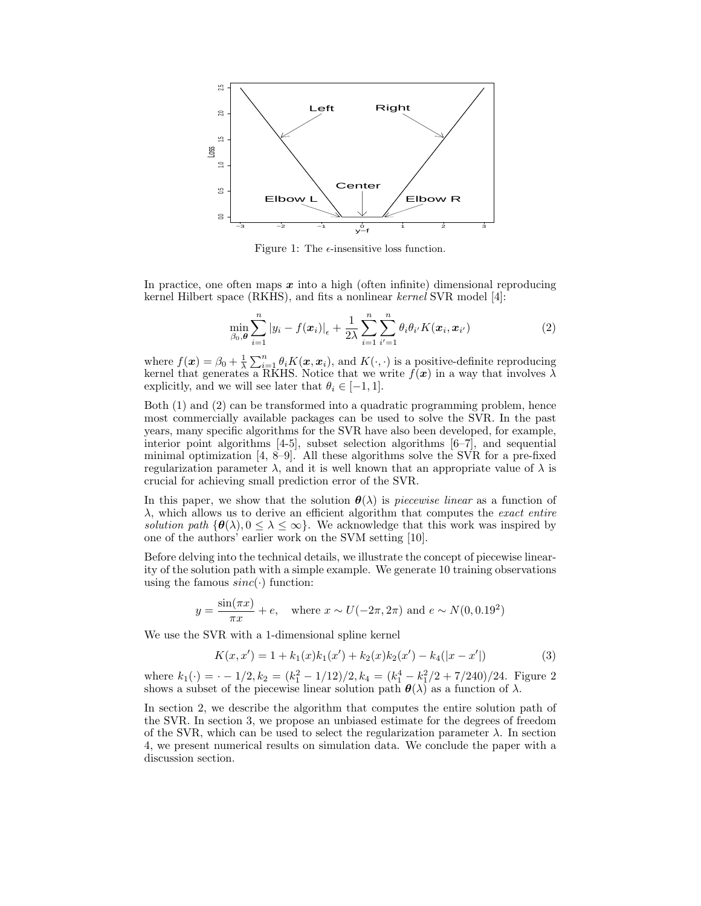Figure 1: The $\epsilon$-insensitive loss function.

In practice, one often maps $\boldsymbol{x}$ into a high (often infinite) dimensional reproducing kernel Hilbert space (RKHS), and fits a nonlinear *kernel* SVR model [4]:

$$\min_{\beta_0, \boldsymbol{\theta}} \sum_{i=1}^{n} |y_i - f(\boldsymbol{x}_i)|_\epsilon + \frac{1}{2\lambda} \sum_{i=1}^{n} \sum_{i'=1}^{n} \theta_i \theta_{i'} K(\boldsymbol{x}_i, \boldsymbol{x}_{i'}) \tag{2}$$

where $f(\boldsymbol{x}) = \beta_0 + \frac{1}{\lambda} \sum_{i=1}^{n} \theta_i K(\boldsymbol{x}, \boldsymbol{x}_i)$, and $K(\cdot, \cdot)$ is a positive-definite reproducing kernel that generates a RKHS. Notice that we write $f(\boldsymbol{x})$ in a way that involves $\lambda$ explicitly, and we will see later that $\theta_i \in [-1, 1]$.

Both (1) and (2) can be transformed into a quadratic programming problem, hence most commercially available packages can be used to solve the SVR. In the past years, many specific algorithms for the SVR have also been developed, for example, interior point algorithms [4-5], subset selection algorithms [6–7], and sequential minimal optimization [4, 8–9]. All these algorithms solve the SVR for a pre-fixed regularization parameter $\lambda$, and it is well known that an appropriate value of $\lambda$ is crucial for achieving small prediction error of the SVR.

In this paper, we show that the solution $\boldsymbol{\theta}(\lambda)$ is *piecewise linear* as a function of $\lambda$, which allows us to derive an efficient algorithm that computes the *exact entire solution path* $\{\boldsymbol{\theta}(\lambda), 0 \leq \lambda \leq \infty\}$. We acknowledge that this work was inspired by one of the authors' earlier work on the SVM setting [10].

Before delving into the technical details, we illustrate the concept of piecewise linearity of the solution path with a simple example. We generate 10 training observations using the famous *sinc*$(\cdot)$ function:

$$y = \frac{\sin(\pi x)}{\pi x} + e, \quad \text{where } x \sim U(-2\pi, 2\pi) \text{ and } e \sim N(0, 0.19^2)$$

We use the SVR with a 1-dimensional spline kernel

$$K(x, x') = 1 + k_1(x)k_1(x') + k_2(x)k_2(x') - k_4(|x - x'|) \tag{3}$$

where $k_1(\cdot) = \cdot - 1/2, k_2 = (k_1^2 - 1/12)/2, k_4 = (k_1^4 - k_1^2/2 + 7/240)/24$. Figure 2 shows a subset of the piecewise linear solution path $\boldsymbol{\theta}(\lambda)$ as a function of $\lambda$.

In section 2, we describe the algorithm that computes the entire solution path of the SVR. In section 3, we propose an unbiased estimate for the degrees of freedom of the SVR, which can be used to select the regularization parameter $\lambda$. In section 4, we present numerical results on simulation data. We conclude the paper with a discussion section.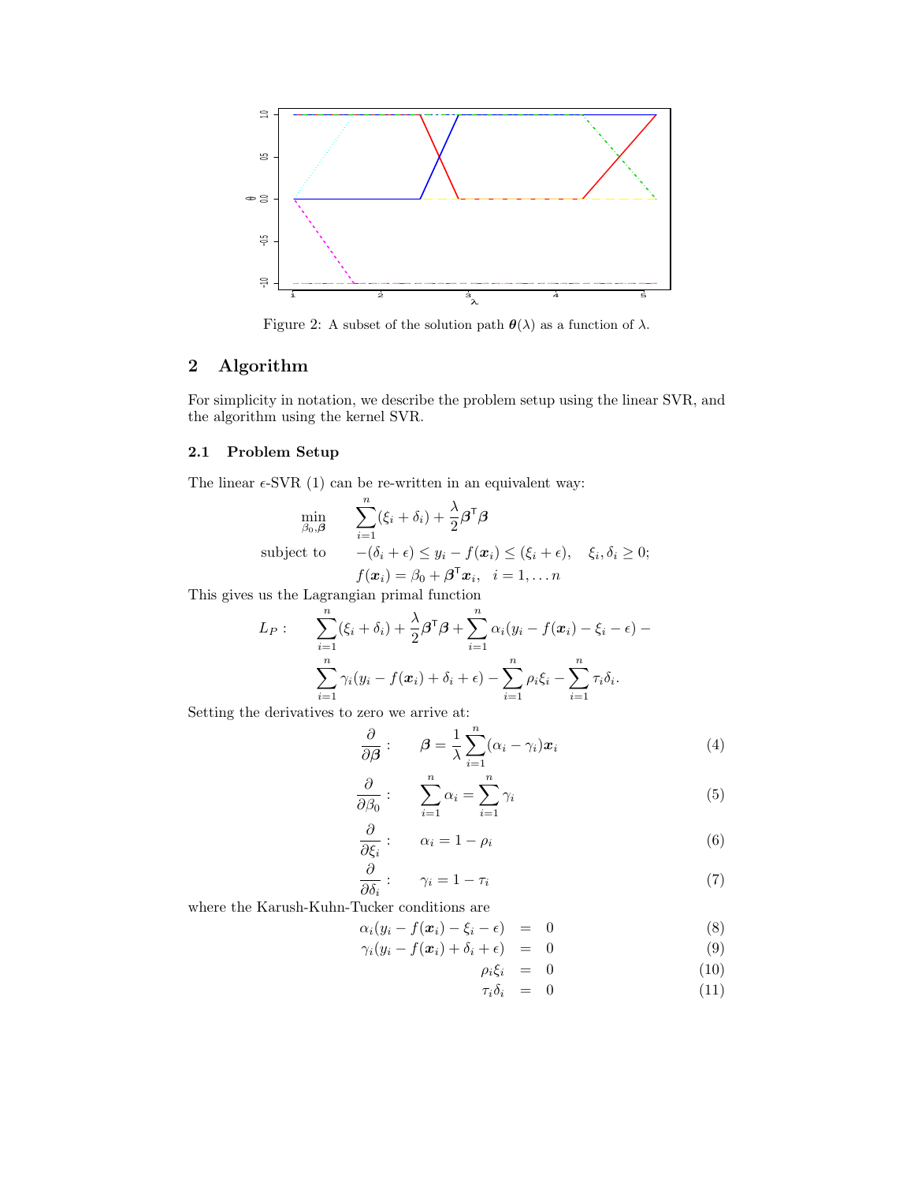Figure 2: A subset of the solution path $\boldsymbol{\theta}(\lambda)$ as a function of $\lambda$.

## 2 Algorithm

For simplicity in notation, we describe the problem setup using the linear SVR, and the algorithm using the kernel SVR.

### 2.1 Problem Setup

The linear $\epsilon$-SVR (1) can be re-written in an equivalent way:

$$
\begin{aligned}
\min_{\beta_0, \boldsymbol{\beta}} \quad & \sum_{i=1}^{n}(\xi_i + \delta_i) + \frac{\lambda}{2}\boldsymbol{\beta}^{\mathsf{T}}\boldsymbol{\beta} \\
\text{subject to} \quad & -(\delta_i + \epsilon) \le y_i - f(\boldsymbol{x}_i) \le (\xi_i + \epsilon), \quad \xi_i, \delta_i \ge 0; \\
& f(\boldsymbol{x}_i) = \beta_0 + \boldsymbol{\beta}^{\mathsf{T}}\boldsymbol{x}_i, \quad i = 1, \dots n
\end{aligned}
$$

This gives us the Lagrangian primal function

$$
\begin{aligned}
L_P: \quad & \sum_{i=1}^{n}(\xi_i + \delta_i) + \frac{\lambda}{2}\boldsymbol{\beta}^{\mathsf{T}}\boldsymbol{\beta} + \sum_{i=1}^{n}\alpha_i(y_i - f(\boldsymbol{x}_i) - \xi_i - \epsilon) - \\
& \sum_{i=1}^{n}\gamma_i(y_i - f(\boldsymbol{x}_i) + \delta_i + \epsilon) - \sum_{i=1}^{n}\rho_i\xi_i - \sum_{i=1}^{n}\tau_i\delta_i.
\end{aligned}
$$

Setting the derivatives to zero we arrive at:

$$
\frac{\partial}{\partial \boldsymbol{\beta}}: \quad \boldsymbol{\beta} = \frac{1}{\lambda}\sum_{i=1}^{n}(\alpha_i - \gamma_i)\boldsymbol{x}_i \tag{4}
$$

$$
\frac{\partial}{\partial \beta_0}: \quad \sum_{i=1}^{n}\alpha_i = \sum_{i=1}^{n}\gamma_i \tag{5}
$$

$$
\frac{\partial}{\partial \xi_i}: \quad \alpha_i = 1 - \rho_i \tag{6}
$$

$$
\frac{\partial}{\partial \delta_i}: \quad \gamma_i = 1 - \tau_i \tag{7}
$$

where the Karush-Kuhn-Tucker conditions are

$$
\alpha_i(y_i - f(\boldsymbol{x}_i) - \xi_i - \epsilon) = 0 \tag{8}
$$

$$
\gamma_i(y_i - f(\boldsymbol{x}_i) + \delta_i + \epsilon) = 0 \tag{9}
$$

$$
\rho_i\xi_i = 0 \tag{10}
$$

$$
\tau_i\delta_i = 0 \tag{11}
$$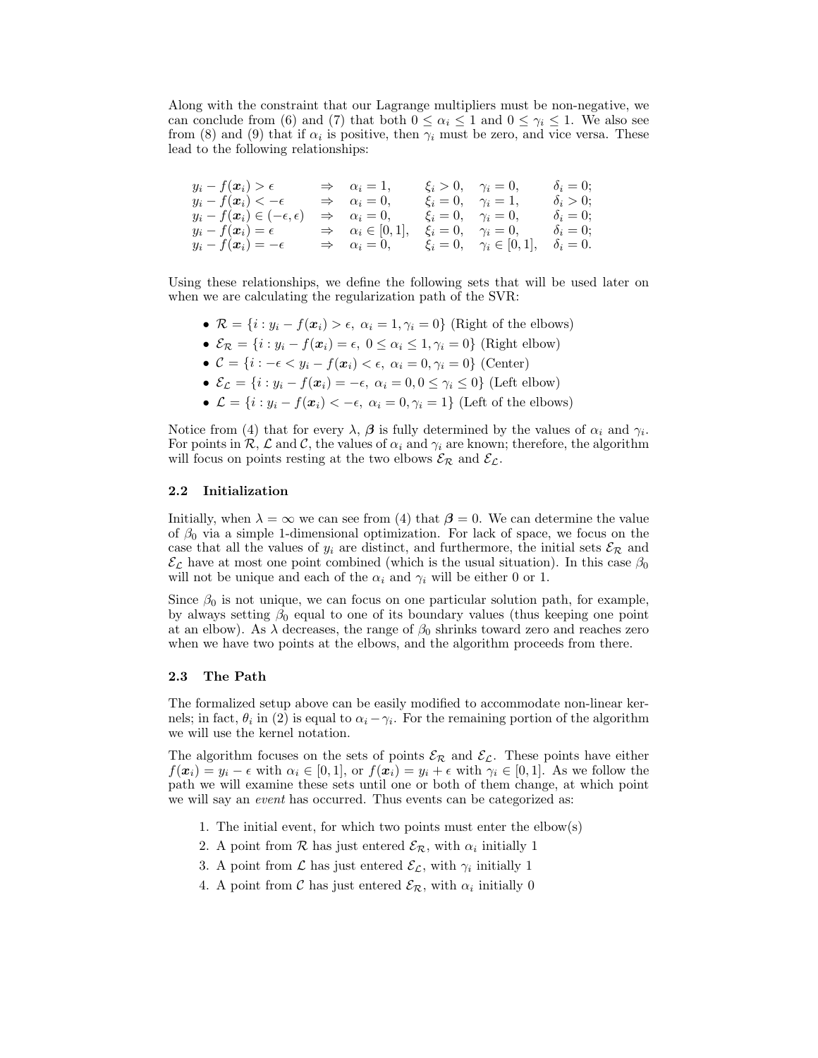Along with the constraint that our Lagrange multipliers must be non-negative, we can conclude from (6) and (7) that both $0 \leq \alpha_i \leq 1$ and $0 \leq \gamma_i \leq 1$. We also see from (8) and (9) that if $\alpha_i$ is positive, then $\gamma_i$ must be zero, and vice versa. These lead to the following relationships:

$$
\begin{array}{lllll}
y_i - f(\boldsymbol{x}_i) > \epsilon & \Rightarrow \quad \alpha_i = 1, & \xi_i > 0, & \gamma_i = 0, & \delta_i = 0; \\
y_i - f(\boldsymbol{x}_i) < -\epsilon & \Rightarrow \quad \alpha_i = 0, & \xi_i = 0, & \gamma_i = 1, & \delta_i > 0; \\
y_i - f(\boldsymbol{x}_i) \in (-\epsilon, \epsilon) & \Rightarrow \quad \alpha_i = 0, & \xi_i = 0, & \gamma_i = 0, & \delta_i = 0; \\
y_i - f(\boldsymbol{x}_i) = \epsilon & \Rightarrow \quad \alpha_i \in [0,1], & \xi_i = 0, & \gamma_i = 0, & \delta_i = 0; \\
y_i - f(\boldsymbol{x}_i) = -\epsilon & \Rightarrow \quad \alpha_i = 0, & \xi_i = 0, & \gamma_i \in [0,1], & \delta_i = 0.
\end{array}
$$

Using these relationships, we define the following sets that will be used later on when we are calculating the regularization path of the SVR:

- $\mathcal{R} = \{i : y_i - f(\boldsymbol{x}_i) > \epsilon,\ \alpha_i = 1, \gamma_i = 0\}$ (Right of the elbows)
- $\mathcal{E_R} = \{i : y_i - f(\boldsymbol{x}_i) = \epsilon,\ 0 \leq \alpha_i \leq 1, \gamma_i = 0\}$ (Right elbow)
- $\mathcal{C} = \{i : -\epsilon < y_i - f(\boldsymbol{x}_i) < \epsilon,\ \alpha_i = 0, \gamma_i = 0\}$ (Center)
- $\mathcal{E_L} = \{i : y_i - f(\boldsymbol{x}_i) = -\epsilon,\ \alpha_i = 0, 0 \leq \gamma_i \leq 0\}$ (Left elbow)
- $\mathcal{L} = \{i : y_i - f(\boldsymbol{x}_i) < -\epsilon,\ \alpha_i = 0, \gamma_i = 1\}$ (Left of the elbows)

Notice from (4) that for every $\lambda$, $\boldsymbol{\beta}$ is fully determined by the values of $\alpha_i$ and $\gamma_i$. For points in $\mathcal{R}$, $\mathcal{L}$ and $\mathcal{C}$, the values of $\alpha_i$ and $\gamma_i$ are known; therefore, the algorithm will focus on points resting at the two elbows $\mathcal{E_R}$ and $\mathcal{E_L}$.

### 2.2 Initialization

Initially, when $\lambda = \infty$ we can see from (4) that $\boldsymbol{\beta} = 0$. We can determine the value of $\beta_0$ via a simple 1-dimensional optimization. For lack of space, we focus on the case that all the values of $y_i$ are distinct, and furthermore, the initial sets $\mathcal{E_R}$ and $\mathcal{E_L}$ have at most one point combined (which is the usual situation). In this case $\beta_0$ will not be unique and each of the $\alpha_i$ and $\gamma_i$ will be either 0 or 1.

Since $\beta_0$ is not unique, we can focus on one particular solution path, for example, by always setting $\beta_0$ equal to one of its boundary values (thus keeping one point at an elbow). As $\lambda$ decreases, the range of $\beta_0$ shrinks toward zero and reaches zero when we have two points at the elbows, and the algorithm proceeds from there.

### 2.3 The Path

The formalized setup above can be easily modified to accommodate non-linear kernels; in fact, $\theta_i$ in (2) is equal to $\alpha_i - \gamma_i$. For the remaining portion of the algorithm we will use the kernel notation.

The algorithm focuses on the sets of points $\mathcal{E_R}$ and $\mathcal{E_L}$. These points have either $f(\boldsymbol{x}_i) = y_i - \epsilon$ with $\alpha_i \in [0, 1]$, or $f(\boldsymbol{x}_i) = y_i + \epsilon$ with $\gamma_i \in [0, 1]$. As we follow the path we will examine these sets until one or both of them change, at which point we will say an *event* has occurred. Thus events can be categorized as:

1. The initial event, for which two points must enter the elbow(s)
2. A point from $\mathcal{R}$ has just entered $\mathcal{E_R}$, with $\alpha_i$ initially 1
3. A point from $\mathcal{L}$ has just entered $\mathcal{E_L}$, with $\gamma_i$ initially 1
4. A point from $\mathcal{C}$ has just entered $\mathcal{E_R}$, with $\alpha_i$ initially 0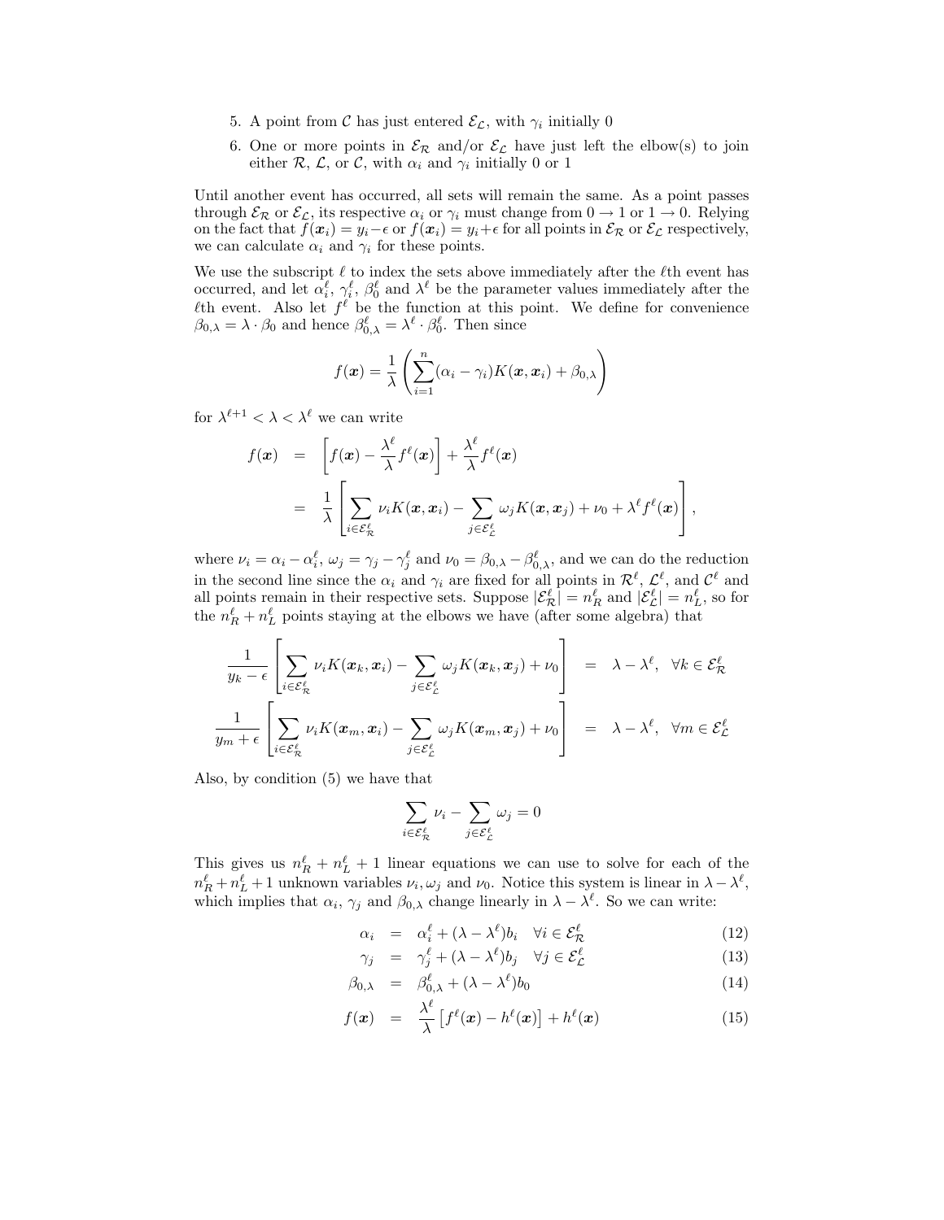5. A point from $\mathcal{C}$ has just entered $\mathcal{E}_\mathcal{L}$, with $\gamma_i$ initially 0
6. One or more points in $\mathcal{E}_\mathcal{R}$ and/or $\mathcal{E}_\mathcal{L}$ have just left the elbow(s) to join either $\mathcal{R}$, $\mathcal{L}$, or $\mathcal{C}$, with $\alpha_i$ and $\gamma_i$ initially 0 or 1

Until another event has occurred, all sets will remain the same. As a point passes through $\mathcal{E}_\mathcal{R}$ or $\mathcal{E}_\mathcal{L}$, its respective $\alpha_i$ or $\gamma_i$ must change from $0 \to 1$ or $1 \to 0$. Relying on the fact that $f(\boldsymbol{x}_i) = y_i - \epsilon$ or $f(\boldsymbol{x}_i) = y_i + \epsilon$ for all points in $\mathcal{E}_\mathcal{R}$ or $\mathcal{E}_\mathcal{L}$ respectively, we can calculate $\alpha_i$ and $\gamma_i$ for these points.

We use the subscript $\ell$ to index the sets above immediately after the $\ell$th event has occurred, and let $\alpha_i^\ell$, $\gamma_i^\ell$, $\beta_0^\ell$ and $\lambda^\ell$ be the parameter values immediately after the $\ell$th event. Also let $f^\ell$ be the function at this point. We define for convenience $\beta_{0,\lambda} = \lambda \cdot \beta_0$ and hence $\beta_{0,\lambda}^\ell = \lambda^\ell \cdot \beta_0^\ell$. Then since

$$f(\boldsymbol{x}) = \frac{1}{\lambda}\left(\sum_{i=1}^{n}(\alpha_i - \gamma_i)K(\boldsymbol{x}, \boldsymbol{x}_i) + \beta_{0,\lambda}\right)$$

for $\lambda^{\ell+1} < \lambda < \lambda^\ell$ we can write

$$\begin{aligned}
f(\boldsymbol{x}) &= \left[f(\boldsymbol{x}) - \frac{\lambda^\ell}{\lambda}f^\ell(\boldsymbol{x})\right] + \frac{\lambda^\ell}{\lambda}f^\ell(\boldsymbol{x}) \\
&= \frac{1}{\lambda}\left[\sum_{i \in \mathcal{E}_\mathcal{R}^\ell}\nu_i K(\boldsymbol{x}, \boldsymbol{x}_i) - \sum_{j \in \mathcal{E}_\mathcal{L}^\ell}\omega_j K(\boldsymbol{x}, \boldsymbol{x}_j) + \nu_0 + \lambda^\ell f^\ell(\boldsymbol{x})\right],
\end{aligned}$$

where $\nu_i = \alpha_i - \alpha_i^\ell$, $\omega_j = \gamma_j - \gamma_j^\ell$ and $\nu_0 = \beta_{0,\lambda} - \beta_{0,\lambda}^\ell$, and we can do the reduction in the second line since the $\alpha_i$ and $\gamma_i$ are fixed for all points in $\mathcal{R}^\ell$, $\mathcal{L}^\ell$, and $\mathcal{C}^\ell$ and all points remain in their respective sets. Suppose $|\mathcal{E}_\mathcal{R}^\ell| = n_R^\ell$ and $|\mathcal{E}_\mathcal{L}^\ell| = n_L^\ell$, so for the $n_R^\ell + n_L^\ell$ points staying at the elbows we have (after some algebra) that

$$\begin{aligned}
\frac{1}{y_k - \epsilon}\left[\sum_{i \in \mathcal{E}_\mathcal{R}^\ell}\nu_i K(\boldsymbol{x}_k, \boldsymbol{x}_i) - \sum_{j \in \mathcal{E}_\mathcal{L}^\ell}\omega_j K(\boldsymbol{x}_k, \boldsymbol{x}_j) + \nu_0\right] &= \lambda - \lambda^\ell, \quad \forall k \in \mathcal{E}_\mathcal{R}^\ell \\
\frac{1}{y_m + \epsilon}\left[\sum_{i \in \mathcal{E}_\mathcal{R}^\ell}\nu_i K(\boldsymbol{x}_m, \boldsymbol{x}_i) - \sum_{j \in \mathcal{E}_\mathcal{L}^\ell}\omega_j K(\boldsymbol{x}_m, \boldsymbol{x}_j) + \nu_0\right] &= \lambda - \lambda^\ell, \quad \forall m \in \mathcal{E}_\mathcal{L}^\ell
\end{aligned}$$

Also, by condition (5) we have that

$$\sum_{i \in \mathcal{E}_\mathcal{R}^\ell}\nu_i - \sum_{j \in \mathcal{E}_\mathcal{L}^\ell}\omega_j = 0$$

This gives us $n_R^\ell + n_L^\ell + 1$ linear equations we can use to solve for each of the $n_R^\ell + n_L^\ell + 1$ unknown variables $\nu_i, \omega_j$ and $\nu_0$. Notice this system is linear in $\lambda - \lambda^\ell$, which implies that $\alpha_i$, $\gamma_j$ and $\beta_{0,\lambda}$ change linearly in $\lambda - \lambda^\ell$. So we can write:

$$\alpha_i = \alpha_i^\ell + (\lambda - \lambda^\ell)b_i \quad \forall i \in \mathcal{E}_\mathcal{R}^\ell \tag{12}$$

$$\gamma_j = \gamma_j^\ell + (\lambda - \lambda^\ell)b_j \quad \forall j \in \mathcal{E}_\mathcal{L}^\ell \tag{13}$$

$$\beta_{0,\lambda} = \beta_{0,\lambda}^\ell + (\lambda - \lambda^\ell)b_0 \tag{14}$$

$$f(\boldsymbol{x}) = \frac{\lambda^\ell}{\lambda}\left[f^\ell(\boldsymbol{x}) - h^\ell(\boldsymbol{x})\right] + h^\ell(\boldsymbol{x}) \tag{15}$$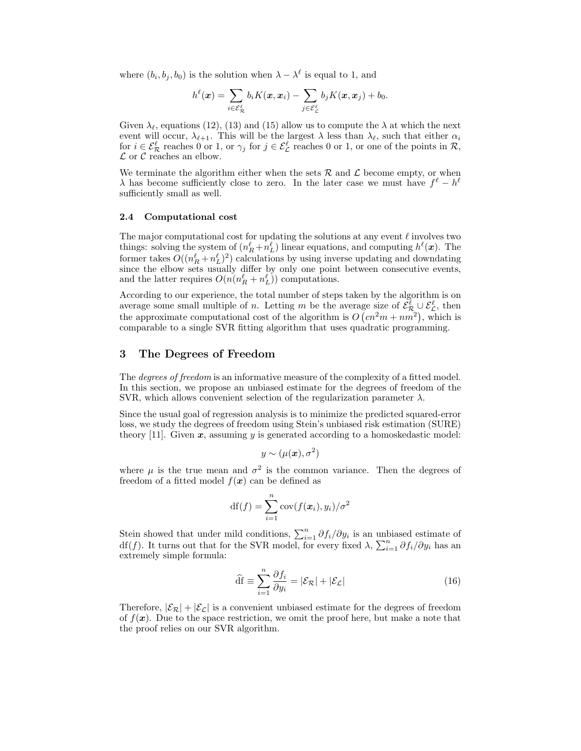where $(b_i, b_j, b_0)$ is the solution when $\lambda - \lambda^\ell$ is equal to 1, and

$$h^\ell(\boldsymbol{x}) = \sum_{i \in \mathcal{E}_\mathcal{R}^\ell} b_i K(\boldsymbol{x}, \boldsymbol{x}_i) - \sum_{j \in \mathcal{E}_\mathcal{L}^\ell} b_j K(\boldsymbol{x}, \boldsymbol{x}_j) + b_0.$$

Given $\lambda_\ell$, equations (12), (13) and (15) allow us to compute the $\lambda$ at which the next event will occur, $\lambda_{\ell+1}$. This will be the largest $\lambda$ less than $\lambda_\ell$, such that either $\alpha_i$ for $i \in \mathcal{E}_\mathcal{R}^\ell$ reaches 0 or 1, or $\gamma_j$ for $j \in \mathcal{E}_\mathcal{L}^\ell$ reaches 0 or 1, or one of the points in $\mathcal{R}$, $\mathcal{L}$ or $\mathcal{C}$ reaches an elbow.

We terminate the algorithm either when the sets $\mathcal{R}$ and $\mathcal{L}$ become empty, or when $\lambda$ has become sufficiently close to zero. In the later case we must have $f^\ell - h^\ell$ sufficiently small as well.

### 2.4 Computational cost

The major computational cost for updating the solutions at any event $\ell$ involves two things: solving the system of $(n_R^\ell + n_L^\ell)$ linear equations, and computing $h^\ell(\boldsymbol{x})$. The former takes $O((n_R^\ell + n_L^\ell)^2)$ calculations by using inverse updating and downdating since the elbow sets usually differ by only one point between consecutive events, and the latter requires $O(n(n_R^\ell + n_L^\ell))$ computations.

According to our experience, the total number of steps taken by the algorithm is on average some small multiple of $n$. Letting $m$ be the average size of $\mathcal{E}_\mathcal{R}^\ell \cup \mathcal{E}_\mathcal{L}^\ell$, then the approximate computational cost of the algorithm is $O\left(cn^2 m + nm^2\right)$, which is comparable to a single SVR fitting algorithm that uses quadratic programming.

## 3 The Degrees of Freedom

The *degrees of freedom* is an informative measure of the complexity of a fitted model. In this section, we propose an unbiased estimate for the degrees of freedom of the SVR, which allows convenient selection of the regularization parameter $\lambda$.

Since the usual goal of regression analysis is to minimize the predicted squared-error loss, we study the degrees of freedom using Stein's unbiased risk estimation (SURE) theory [11]. Given $\boldsymbol{x}$, assuming $y$ is generated according to a homoskedastic model:

$$y \sim (\mu(\boldsymbol{x}), \sigma^2)$$

where $\mu$ is the true mean and $\sigma^2$ is the common variance. Then the degrees of freedom of a fitted model $f(\boldsymbol{x})$ can be defined as

$$\mathrm{df}(f) = \sum_{i=1}^n \mathrm{cov}(f(\boldsymbol{x}_i), y_i)/\sigma^2$$

Stein showed that under mild conditions, $\sum_{i=1}^n \partial f_i / \partial y_i$ is an unbiased estimate of $\mathrm{df}(f)$. It turns out that for the SVR model, for every fixed $\lambda$, $\sum_{i=1}^n \partial f_i / \partial y_i$ has an extremely simple formula:

$$\widehat{\mathrm{df}} \equiv \sum_{i=1}^n \frac{\partial f_i}{\partial y_i} = |\mathcal{E}_\mathcal{R}| + |\mathcal{E}_\mathcal{L}| \tag{16}$$

Therefore, $|\mathcal{E}_\mathcal{R}| + |\mathcal{E}_\mathcal{L}|$ is a convenient unbiased estimate for the degrees of freedom of $f(\boldsymbol{x})$. Due to the space restriction, we omit the proof here, but make a note that the proof relies on our SVR algorithm.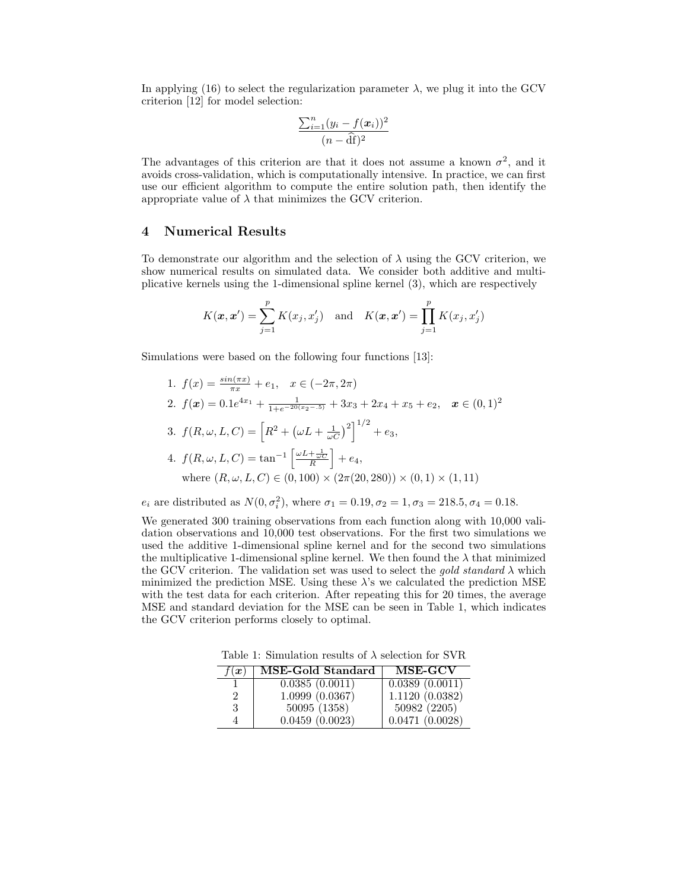In applying (16) to select the regularization parameter $\lambda$, we plug it into the GCV criterion [12] for model selection:

$$\frac{\sum_{i=1}^{n}(y_i - f(\boldsymbol{x}_i))^2}{(n - \widehat{\mathrm{df}})^2}$$

The advantages of this criterion are that it does not assume a known $\sigma^2$, and it avoids cross-validation, which is computationally intensive. In practice, we can first use our efficient algorithm to compute the entire solution path, then identify the appropriate value of $\lambda$ that minimizes the GCV criterion.

## 4 Numerical Results

To demonstrate our algorithm and the selection of $\lambda$ using the GCV criterion, we show numerical results on simulated data. We consider both additive and multiplicative kernels using the 1-dimensional spline kernel (3), which are respectively

$$K(\boldsymbol{x}, \boldsymbol{x}') = \sum_{j=1}^{p} K(x_j, x_j') \quad \text{and} \quad K(\boldsymbol{x}, \boldsymbol{x}') = \prod_{j=1}^{p} K(x_j, x_j')$$

Simulations were based on the following four functions [13]:

1. $f(x) = \frac{sin(\pi x)}{\pi x} + e_1, \quad x \in (-2\pi, 2\pi)$
2. $f(\boldsymbol{x}) = 0.1e^{4x_1} + \frac{1}{1+e^{-20(x_2-.5)}} + 3x_3 + 2x_4 + x_5 + e_2, \quad \boldsymbol{x} \in (0,1)^2$
3. $f(R, \omega, L, C) = \left[R^2 + \left(\omega L + \frac{1}{\omega C}\right)^2\right]^{1/2} + e_3,$
4. $f(R, \omega, L, C) = \tan^{-1}\left[\frac{\omega L + \frac{1}{\omega C}}{R}\right] + e_4,$
   where $(R, \omega, L, C) \in (0, 100) \times (2\pi(20, 280)) \times (0, 1) \times (1, 11)$

$e_i$ are distributed as $N(0, \sigma_i^2)$, where $\sigma_1 = 0.19, \sigma_2 = 1, \sigma_3 = 218.5, \sigma_4 = 0.18$.

We generated 300 training observations from each function along with 10,000 validation observations and 10,000 test observations. For the first two simulations we used the additive 1-dimensional spline kernel and for the second two simulations the multiplicative 1-dimensional spline kernel. We then found the $\lambda$ that minimized the GCV criterion. The validation set was used to select the *gold standard* $\lambda$ which minimized the prediction MSE. Using these $\lambda$'s we calculated the prediction MSE with the test data for each criterion. After repeating this for 20 times, the average MSE and standard deviation for the MSE can be seen in Table 1, which indicates the GCV criterion performs closely to optimal.

Table 1: Simulation results of $\lambda$ selection for SVR

| $f(\boldsymbol{x})$ | **MSE-Gold Standard** | **MSE-GCV** |
|---|---|---|
| 1 | 0.0385 (0.0011) | 0.0389 (0.0011) |
| 2 | 1.0999 (0.0367) | 1.1120 (0.0382) |
| 3 | 50095 (1358) | 50982 (2205) |
| 4 | 0.0459 (0.0023) | 0.0471 (0.0028) |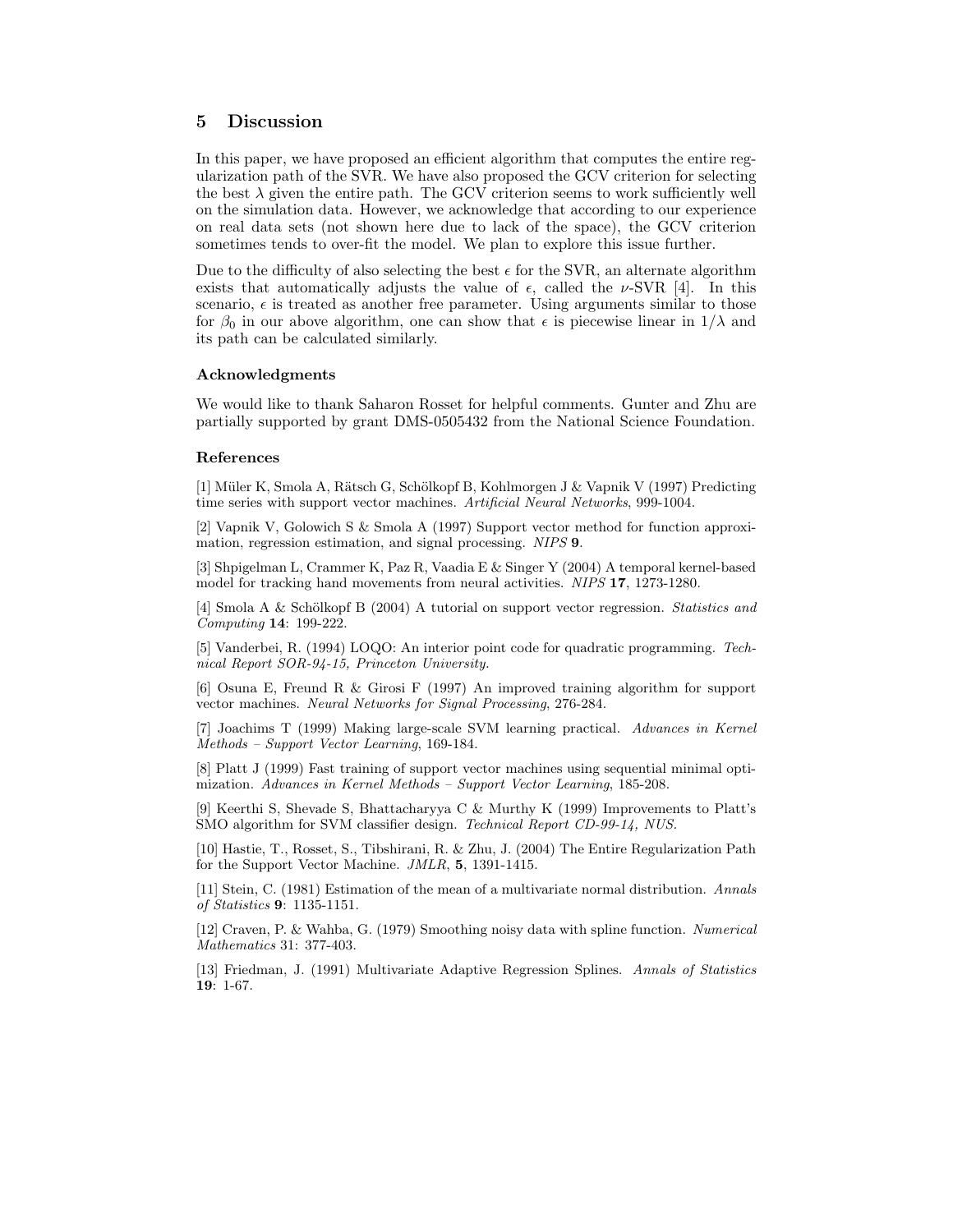## 5 Discussion

In this paper, we have proposed an efficient algorithm that computes the entire regularization path of the SVR. We have also proposed the GCV criterion for selecting the best $\lambda$ given the entire path. The GCV criterion seems to work sufficiently well on the simulation data. However, we acknowledge that according to our experience on real data sets (not shown here due to lack of the space), the GCV criterion sometimes tends to over-fit the model. We plan to explore this issue further.

Due to the difficulty of also selecting the best $\epsilon$ for the SVR, an alternate algorithm exists that automatically adjusts the value of $\epsilon$, called the $\nu$-SVR [4]. In this scenario, $\epsilon$ is treated as another free parameter. Using arguments similar to those for $\beta_0$ in our above algorithm, one can show that $\epsilon$ is piecewise linear in $1/\lambda$ and its path can be calculated similarly.

### Acknowledgments

We would like to thank Saharon Rosset for helpful comments. Gunter and Zhu are partially supported by grant DMS-0505432 from the National Science Foundation.

### References

[1] Müler K, Smola A, Rätsch G, Schölkopf B, Kohlmorgen J & Vapnik V (1997) Predicting time series with support vector machines. *Artificial Neural Networks*, 999-1004.

[2] Vapnik V, Golowich S & Smola A (1997) Support vector method for function approximation, regression estimation, and signal processing. *NIPS* **9**.

[3] Shpigelman L, Crammer K, Paz R, Vaadia E & Singer Y (2004) A temporal kernel-based model for tracking hand movements from neural activities. *NIPS* **17**, 1273-1280.

[4] Smola A & Schölkopf B (2004) A tutorial on support vector regression. *Statistics and Computing* **14**: 199-222.

[5] Vanderbei, R. (1994) LOQO: An interior point code for quadratic programming. *Technical Report SOR-94-15, Princeton University.*

[6] Osuna E, Freund R & Girosi F (1997) An improved training algorithm for support vector machines. *Neural Networks for Signal Processing*, 276-284.

[7] Joachims T (1999) Making large-scale SVM learning practical. *Advances in Kernel Methods – Support Vector Learning*, 169-184.

[8] Platt J (1999) Fast training of support vector machines using sequential minimal optimization. *Advances in Kernel Methods – Support Vector Learning*, 185-208.

[9] Keerthi S, Shevade S, Bhattacharyya C & Murthy K (1999) Improvements to Platt's SMO algorithm for SVM classifier design. *Technical Report CD-99-14, NUS.*

[10] Hastie, T., Rosset, S., Tibshirani, R. & Zhu, J. (2004) The Entire Regularization Path for the Support Vector Machine. *JMLR*, **5**, 1391-1415.

[11] Stein, C. (1981) Estimation of the mean of a multivariate normal distribution. *Annals of Statistics* **9**: 1135-1151.

[12] Craven, P. & Wahba, G. (1979) Smoothing noisy data with spline function. *Numerical Mathematics* 31: 377-403.

[13] Friedman, J. (1991) Multivariate Adaptive Regression Splines. *Annals of Statistics* **19**: 1-67.